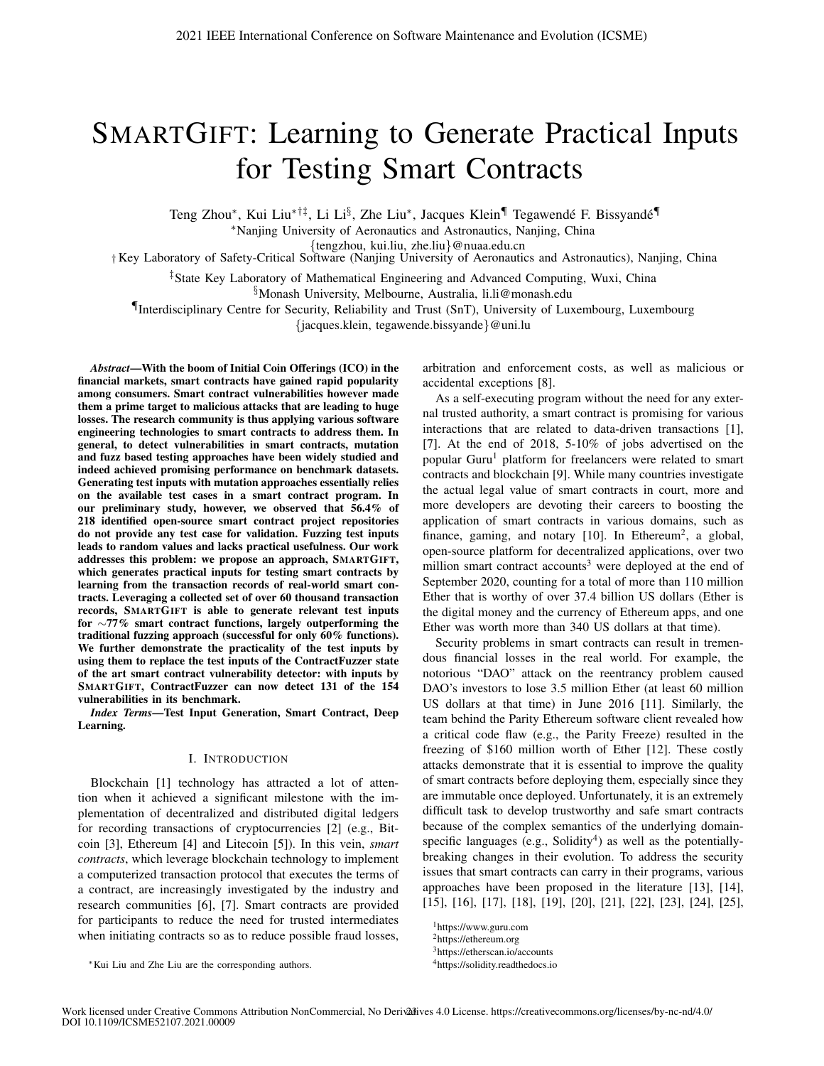# SMARTGIFT: Learning to Generate Practical Inputs for Testing Smart Contracts

Teng Zhou*, Kui Liu*†‡, Li Li§, Zhe Liu*, Jacques Klein¶ Tegawendé F. Bissyandé¶

*Nanjing University of Aeronautics and Astronautics, Nanjing, China
{tengzhou, kui.liu, zhe.liu}@nuaa.edu.cn

† Key Laboratory of Safety-Critical Software (Nanjing University of Aeronautics and Astronautics), Nanjing, China

‡State Key Laboratory of Mathematical Engineering and Advanced Computing, Wuxi, China

§Monash University, Melbourne, Australia, li.li@monash.edu

¶Interdisciplinary Centre for Security, Reliability and Trust (SnT), University of Luxembourg, Luxembourg
{jacques.klein, tegawende.bissyande}@uni.lu

***Abstract*—With the boom of Initial Coin Offerings (ICO) in the financial markets, smart contracts have gained rapid popularity among consumers. Smart contract vulnerabilities however made them a prime target to malicious attacks that are leading to huge losses. The research community is thus applying various software engineering technologies to smart contracts to address them. In general, to detect vulnerabilities in smart contracts, mutation and fuzz based testing approaches have been widely studied and indeed achieved promising performance on benchmark datasets. Generating test inputs with mutation approaches essentially relies on the available test cases in a smart contract program. In our preliminary study, however, we observed that 56.4% of 218 identified open-source smart contract project repositories do not provide any test case for validation. Fuzzing test inputs leads to random values and lacks practical usefulness. Our work addresses this problem: we propose an approach, SMARTGIFT, which generates practical inputs for testing smart contracts by learning from the transaction records of real-world smart contracts. Leveraging a collected set of over 60 thousand transaction records, SMARTGIFT is able to generate relevant test inputs for ∼77% smart contract functions, largely outperforming the traditional fuzzing approach (successful for only 60% functions). We further demonstrate the practicality of the test inputs by using them to replace the test inputs of the ContractFuzzer state of the art smart contract vulnerability detector: with inputs by SMARTGIFT, ContractFuzzer can now detect 131 of the 154 vulnerabilities in its benchmark.**

***Index Terms*—Test Input Generation, Smart Contract, Deep Learning.**

## I. INTRODUCTION

Blockchain [1] technology has attracted a lot of attention when it achieved a significant milestone with the implementation of decentralized and distributed digital ledgers for recording transactions of cryptocurrencies [2] (e.g., Bitcoin [3], Ethereum [4] and Litecoin [5]). In this vein, *smart contracts*, which leverage blockchain technology to implement a computerized transaction protocol that executes the terms of a contract, are increasingly investigated by the industry and research communities [6], [7]. Smart contracts are provided for participants to reduce the need for trusted intermediates when initiating contracts so as to reduce possible fraud losses, arbitration and enforcement costs, as well as malicious or accidental exceptions [8].

As a self-executing program without the need for any external trusted authority, a smart contract is promising for various interactions that are related to data-driven transactions [1], [7]. At the end of 2018, 5-10% of jobs advertised on the popular Guru[1] platform for freelancers were related to smart contracts and blockchain [9]. While many countries investigate the actual legal value of smart contracts in court, more and more developers are devoting their careers to boosting the application of smart contracts in various domains, such as finance, gaming, and notary [10]. In Ethereum[2], a global, open-source platform for decentralized applications, over two million smart contract accounts[3] were deployed at the end of September 2020, counting for a total of more than 110 million Ether that is worthy of over 37.4 billion US dollars (Ether is the digital money and the currency of Ethereum apps, and one Ether was worth more than 340 US dollars at that time).

Security problems in smart contracts can result in tremendous financial losses in the real world. For example, the notorious "DAO" attack on the reentrancy problem caused DAO's investors to lose 3.5 million Ether (at least 60 million US dollars at that time) in June 2016 [11]. Similarly, the team behind the Parity Ethereum software client revealed how a critical code flaw (e.g., the Parity Freeze) resulted in the freezing of $160 million worth of Ether [12]. These costly attacks demonstrate that it is essential to improve the quality of smart contracts before deploying them, especially since they are immutable once deployed. Unfortunately, it is an extremely difficult task to develop trustworthy and safe smart contracts because of the complex semantics of the underlying domain-specific languages (e.g., Solidity[4]) as well as the potentially-breaking changes in their evolution. To address the security issues that smart contracts can carry in their programs, various approaches have been proposed in the literature [13], [14], [15], [16], [17], [18], [19], [20], [21], [22], [23], [24], [25],

*Kui Liu and Zhe Liu are the corresponding authors.

[1] https://www.guru.com
[2] https://ethereum.org
[3] https://etherscan.io/accounts
[4] https://solidity.readthedocs.io

Work licensed under Creative Commons Attribution NonCommercial, No Derivatives 4.0 License. https://creativecommons.org/licenses/by-nc-nd/4.0/
DOI 10.1109/ICSME52107.2021.00009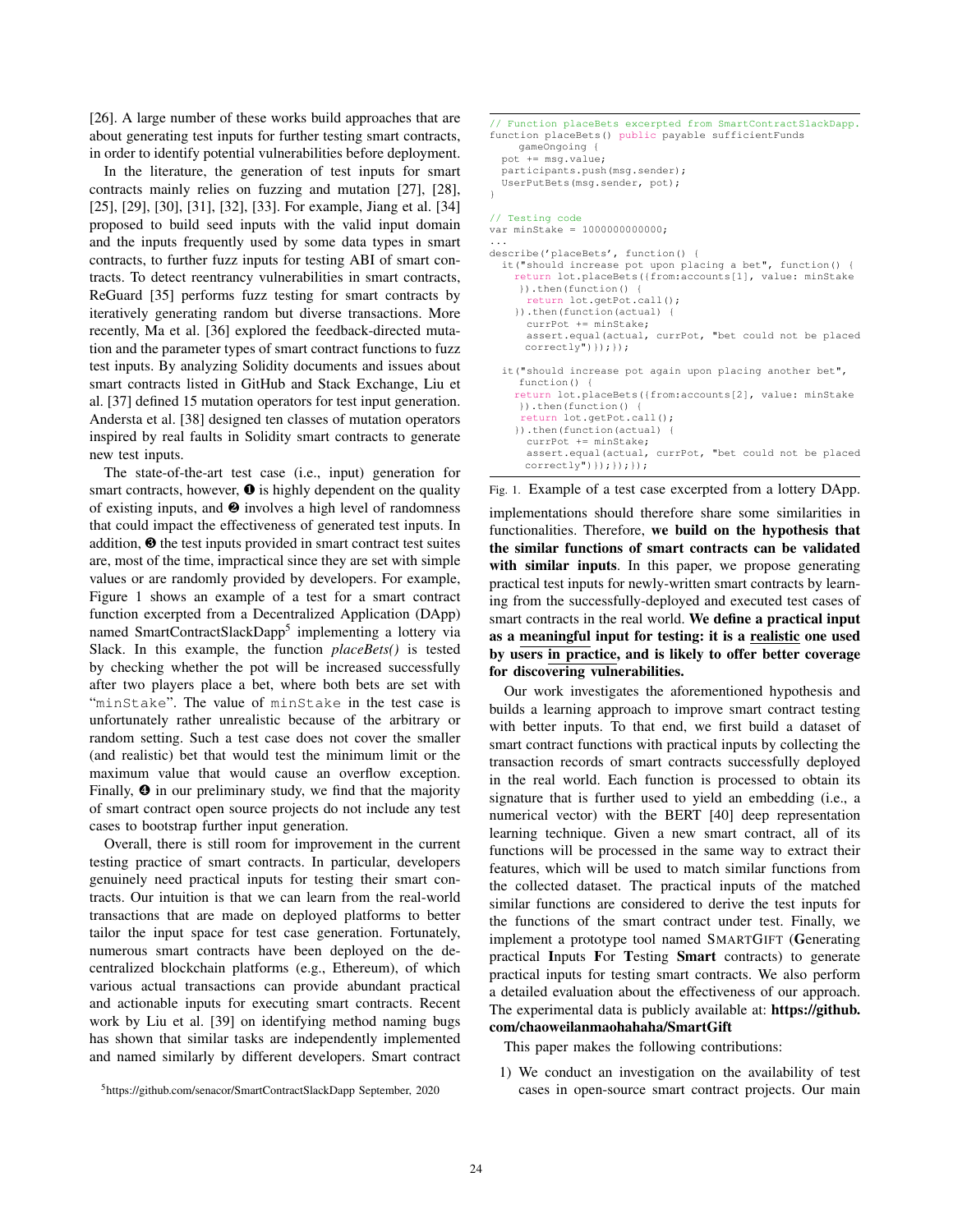[26]. A large number of these works build approaches that are about generating test inputs for further testing smart contracts, in order to identify potential vulnerabilities before deployment.

In the literature, the generation of test inputs for smart contracts mainly relies on fuzzing and mutation [27], [28], [25], [29], [30], [31], [32], [33]. For example, Jiang et al. [34] proposed to build seed inputs with the valid input domain and the inputs frequently used by some data types in smart contracts, to further fuzz inputs for testing ABI of smart contracts. To detect reentrancy vulnerabilities in smart contracts, ReGuard [35] performs fuzz testing for smart contracts by iteratively generating random but diverse transactions. More recently, Ma et al. [36] explored the feedback-directed mutation and the parameter types of smart contract functions to fuzz test inputs. By analyzing Solidity documents and issues about smart contracts listed in GitHub and Stack Exchange, Liu et al. [37] defined 15 mutation operators for test input generation. Andersta et al. [38] designed ten classes of mutation operators inspired by real faults in Solidity smart contracts to generate new test inputs.

The state-of-the-art test case (i.e., input) generation for smart contracts, however, ❶ is highly dependent on the quality of existing inputs, and ❷ involves a high level of randomness that could impact the effectiveness of generated test inputs. In addition, ❸ the test inputs provided in smart contract test suites are, most of the time, impractical since they are set with simple values or are randomly provided by developers. For example, Figure 1 shows an example of a test for a smart contract function excerpted from a Decentralized Application (DApp) named SmartContractSlackDapp[5] implementing a lottery via Slack. In this example, the function *placeBets()* is tested by checking whether the pot will be increased successfully after two players place a bet, where both bets are set with "`minStake`". The value of `minStake` in the test case is unfortunately rather unrealistic because of the arbitrary or random setting. Such a test case does not cover the smaller (and realistic) bet that would test the minimum limit or the maximum value that would cause an overflow exception. Finally, ❹ in our preliminary study, we find that the majority of smart contract open source projects do not include any test cases to bootstrap further input generation.

Overall, there is still room for improvement in the current testing practice of smart contracts. In particular, developers genuinely need practical inputs for testing their smart contracts. Our intuition is that we can learn from the real-world transactions that are made on deployed platforms to better tailor the input space for test case generation. Fortunately, numerous smart contracts have been deployed on the decentralized blockchain platforms (e.g., Ethereum), of which various actual transactions can provide abundant practical and actionable inputs for executing smart contracts. Recent work by Liu et al. [39] on identifying method naming bugs has shown that similar tasks are independently implemented and named similarly by different developers. Smart contract

[5]https://github.com/senacor/SmartContractSlackDapp September, 2020

```
// Function placeBets excerpted from SmartContractSlackDapp.
function placeBets() public payable sufficientFunds
    gameOngoing {
  pot += msg.value;
  participants.push(msg.sender);
  UserPutBets(msg.sender, pot);
}

// Testing code
var minStake = 1000000000000;
...
describe('placeBets', function() {
  it("should increase pot upon placing a bet", function() {
    return lot.placeBets({from:accounts[1], value: minStake
     }).then(function() {
      return lot.getPot.call();
    }).then(function(actual) {
      currPot += minStake;
      assert.equal(actual, currPot, "bet could not be placed
      correctly")});});

  it("should increase pot again upon placing another bet",
    function() {
    return lot.placeBets({from:accounts[2], value: minStake
     }).then(function() {
     return lot.getPot.call();
    }).then(function(actual) {
      currPot += minStake;
      assert.equal(actual, currPot, "bet could not be placed
      correctly")});});});
```

Fig. 1. Example of a test case excerpted from a lottery DApp.

implementations should therefore share some similarities in functionalities. Therefore, **we build on the hypothesis that the similar functions of smart contracts can be validated with similar inputs**. In this paper, we propose generating practical test inputs for newly-written smart contracts by learning from the successfully-deployed and executed test cases of smart contracts in the real world. **We define a practical input as a meaningful input for testing: it is a realistic one used by users in practice, and is likely to offer better coverage for discovering vulnerabilities.**

Our work investigates the aforementioned hypothesis and builds a learning approach to improve smart contract testing with better inputs. To that end, we first build a dataset of smart contract functions with practical inputs by collecting the transaction records of smart contracts successfully deployed in the real world. Each function is processed to obtain its signature that is further used to yield an embedding (i.e., a numerical vector) with the BERT [40] deep representation learning technique. Given a new smart contract, all of its functions will be processed in the same way to extract their features, which will be used to match similar functions from the collected dataset. The practical inputs of the matched similar functions are considered to derive the test inputs for the functions of the smart contract under test. Finally, we implement a prototype tool named SMARTGIFT (**G**enerating practical **I**nputs **F**or **T**esting **Smart** contracts) to generate practical inputs for testing smart contracts. We also perform a detailed evaluation about the effectiveness of our approach. The experimental data is publicly available at: **https://github.com/chaoweilanmaohahaha/SmartGift**

This paper makes the following contributions:

1) We conduct an investigation on the availability of test cases in open-source smart contract projects. Our main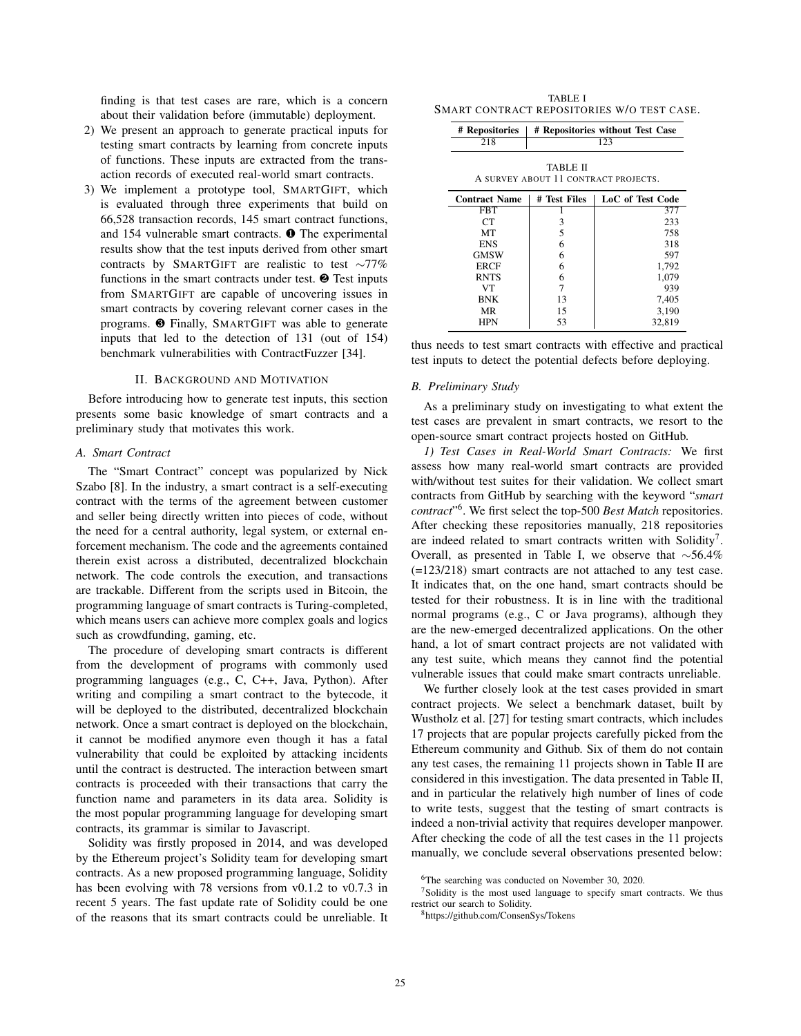finding is that test cases are rare, which is a concern about their validation before (immutable) deployment.

2) We present an approach to generate practical inputs for testing smart contracts by learning from concrete inputs of functions. These inputs are extracted from the transaction records of executed real-world smart contracts.
3) We implement a prototype tool, SMARTGIFT, which is evaluated through three experiments that build on 66,528 transaction records, 145 smart contract functions, and 154 vulnerable smart contracts. ❶ The experimental results show that the test inputs derived from other smart contracts by SMARTGIFT are realistic to test ∼77% functions in the smart contracts under test. ❷ Test inputs from SMARTGIFT are capable of uncovering issues in smart contracts by covering relevant corner cases in the programs. ❸ Finally, SMARTGIFT was able to generate inputs that led to the detection of 131 (out of 154) benchmark vulnerabilities with ContractFuzzer [34].

## II. Background and Motivation

Before introducing how to generate test inputs, this section presents some basic knowledge of smart contracts and a preliminary study that motivates this work.

### A. Smart Contract

The "Smart Contract" concept was popularized by Nick Szabo [8]. In the industry, a smart contract is a self-executing contract with the terms of the agreement between customer and seller being directly written into pieces of code, without the need for a central authority, legal system, or external enforcement mechanism. The code and the agreements contained therein exist across a distributed, decentralized blockchain network. The code controls the execution, and transactions are trackable. Different from the scripts used in Bitcoin, the programming language of smart contracts is Turing-completed, which means users can achieve more complex goals and logics such as crowdfunding, gaming, etc.

The procedure of developing smart contracts is different from the development of programs with commonly used programming languages (e.g., C, C++, Java, Python). After writing and compiling a smart contract to the bytecode, it will be deployed to the distributed, decentralized blockchain network. Once a smart contract is deployed on the blockchain, it cannot be modified anymore even though it has a fatal vulnerability that could be exploited by attacking incidents until the contract is destructed. The interaction between smart contracts is proceeded with their transactions that carry the function name and parameters in its data area. Solidity is the most popular programming language for developing smart contracts, its grammar is similar to Javascript.

Solidity was firstly proposed in 2014, and was developed by the Ethereum project's Solidity team for developing smart contracts. As a new proposed programming language, Solidity has been evolving with 78 versions from v0.1.2 to v0.7.3 in recent 5 years. The fast update rate of Solidity could be one of the reasons that its smart contracts could be unreliable. It thus needs to test smart contracts with effective and practical test inputs to detect the potential defects before deploying.

TABLE I
SMART CONTRACT REPOSITORIES W/O TEST CASE.

| # Repositories | # Repositories without Test Case |
|---|---|
| 218 | 123 |

TABLE II
A SURVEY ABOUT 11 CONTRACT PROJECTS.

| Contract Name | # Test Files | LoC of Test Code |
|---|---|---|
| FBT | 1 | 377 |
| CT | 3 | 233 |
| MT | 5 | 758 |
| ENS | 6 | 318 |
| GMSW | 6 | 597 |
| ERCF | 6 | 1,792 |
| RNTS | 6 | 1,079 |
| VT | 7 | 939 |
| BNK | 13 | 7,405 |
| MR | 15 | 3,190 |
| HPN | 53 | 32,819 |

### B. Preliminary Study

As a preliminary study on investigating to what extent the test cases are prevalent in smart contracts, we resort to the open-source smart contract projects hosted on GitHub.

*1) Test Cases in Real-World Smart Contracts:* We first assess how many real-world smart contracts are provided with/without test suites for their validation. We collect smart contracts from GitHub by searching with the keyword "*smart contract*"[6]. We first select the top-500 *Best Match* repositories. After checking these repositories manually, 218 repositories are indeed related to smart contracts written with Solidity[7]. Overall, as presented in Table I, we observe that ∼56.4% (=123/218) smart contracts are not attached to any test case. It indicates that, on the one hand, smart contracts should be tested for their robustness. It is in line with the traditional normal programs (e.g., C or Java programs), although they are the new-emerged decentralized applications. On the other hand, a lot of smart contract projects are not validated with any test suite, which means they cannot find the potential vulnerable issues that could make smart contracts unreliable.

We further closely look at the test cases provided in smart contract projects. We select a benchmark dataset, built by Wustholz et al. [27] for testing smart contracts, which includes 17 projects that are popular projects carefully picked from the Ethereum community and Github. Six of them do not contain any test cases, the remaining 11 projects shown in Table II are considered in this investigation. The data presented in Table II, and in particular the relatively high number of lines of code to write tests, suggest that the testing of smart contracts is indeed a non-trivial activity that requires developer manpower. After checking the code of all the test cases in the 11 projects manually, we conclude several observations presented below:

[6]The searching was conducted on November 30, 2020.

[7]Solidity is the most used language to specify smart contracts. We thus restrict our search to Solidity.

[8]https://github.com/ConsenSys/Tokens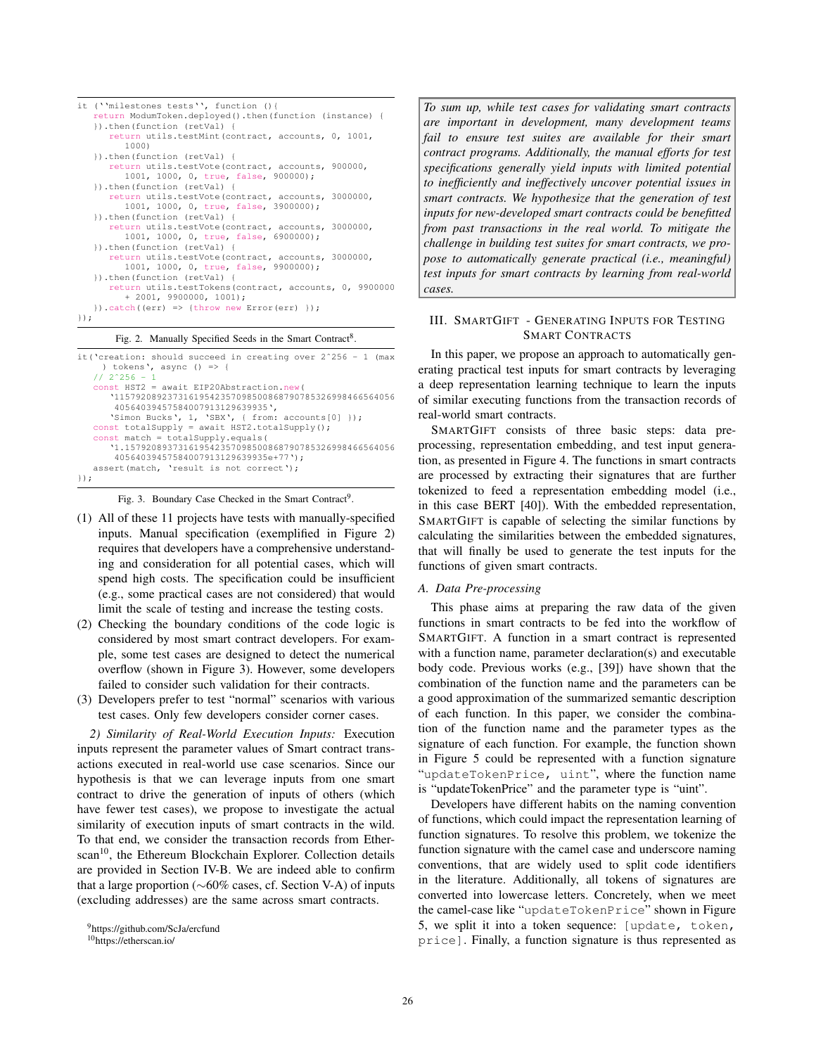```
it (``milestones tests``, function (){
   return ModumToken.deployed().then(function (instance) {
   }).then(function (retVal) {
      return utils.testMint(contract, accounts, 0, 1001,
         1000)
   }).then(function (retVal) {
      return utils.testVote(contract, accounts, 900000,
         1001, 1000, 0, true, false, 900000);
   }).then(function (retVal) {
      return utils.testVote(contract, accounts, 3000000,
         1001, 1000, 0, true, false, 3900000);
   }).then(function (retVal) {
      return utils.testVote(contract, accounts, 3000000,
         1001, 1000, 0, true, false, 6900000);
   }).then(function (retVal) {
      return utils.testVote(contract, accounts, 3000000,
         1001, 1000, 0, true, false, 9900000);
   }).then(function (retVal) {
      return utils.testTokens(contract, accounts, 0, 9900000
         + 2001, 9900000, 1001);
   }).catch((err) => {throw new Error(err) });
});
```

Fig. 2. Manually Specified Seeds in the Smart Contract[8].

```
it('creation: should succeed in creating over 2^256 - 1 (max
    ) tokens', async () => {
   // 2^256 - 1
   const HST2 = await EIP20Abstraction.new(
      '115792089237316195423570985008687907853269984665640564039457584007913129639935',
      'Simon Bucks', 1, 'SBX', { from: accounts[0] });
   const totalSupply = await HST2.totalSupply();
   const match = totalSupply.equals(
      '1.15792089237316195423570985008687907853269984665640564039457584007913129639935e+77');
   assert(match, 'result is not correct');
});
```

Fig. 3. Boundary Case Checked in the Smart Contract[9].

(1) All of these 11 projects have tests with manually-specified inputs. Manual specification (exemplified in Figure 2) requires that developers have a comprehensive understanding and consideration for all potential cases, which will spend high costs. The specification could be insufficient (e.g., some practical cases are not considered) that would limit the scale of testing and increase the testing costs.
(2) Checking the boundary conditions of the code logic is considered by most smart contract developers. For example, some test cases are designed to detect the numerical overflow (shown in Figure 3). However, some developers failed to consider such validation for their contracts.
(3) Developers prefer to test "normal" scenarios with various test cases. Only few developers consider corner cases.

*2) Similarity of Real-World Execution Inputs:* Execution inputs represent the parameter values of Smart contract transactions executed in real-world use case scenarios. Since our hypothesis is that we can leverage inputs from one smart contract to drive the generation of inputs of others (which have fewer test cases), we propose to investigate the actual similarity of execution inputs of smart contracts in the wild. To that end, we consider the transaction records from Etherscan[10], the Ethereum Blockchain Explorer. Collection details are provided in Section IV-B. We are indeed able to confirm that a large proportion ($\sim$60% cases, cf. Section V-A) of inputs (excluding addresses) are the same across smart contracts.

[9]https://github.com/ScJa/ercfund

[10]https://etherscan.io/

> *To sum up, while test cases for validating smart contracts are important in development, many development teams fail to ensure test suites are available for their smart contract programs. Additionally, the manual efforts for test specifications generally yield inputs with limited potential to inefficiently and ineffectively uncover potential issues in smart contracts. We hypothesize that the generation of test inputs for new-developed smart contracts could be benefitted from past transactions in the real world. To mitigate the challenge in building test suites for smart contracts, we propose to automatically generate practical (i.e., meaningful) test inputs for smart contracts by learning from real-world cases.*

## III. SmartGift - Generating Inputs for Testing Smart Contracts

In this paper, we propose an approach to automatically generating practical test inputs for smart contracts by leveraging a deep representation learning technique to learn the inputs of similar executing functions from the transaction records of real-world smart contracts.

SmartGift consists of three basic steps: data preprocessing, representation embedding, and test input generation, as presented in Figure 4. The functions in smart contracts are processed by extracting their signatures that are further tokenized to feed a representation embedding model (i.e., in this case BERT [40]). With the embedded representation, SmartGift is capable of selecting the similar functions by calculating the similarities between the embedded signatures, that will finally be used to generate the test inputs for the functions of given smart contracts.

### A. Data Pre-processing

This phase aims at preparing the raw data of the given functions in smart contracts to be fed into the workflow of SmartGift. A function in a smart contract is represented with a function name, parameter declaration(s) and executable body code. Previous works (e.g., [39]) have shown that the combination of the function name and the parameters can be a good approximation of the summarized semantic description of each function. In this paper, we consider the combination of the function name and the parameter types as the signature of each function. For example, the function shown in Figure 5 could be represented with a function signature "`updateTokenPrice, uint`", where the function name is "updateTokenPrice" and the parameter type is "uint".

Developers have different habits on the naming convention of functions, which could impact the representation learning of function signatures. To resolve this problem, we tokenize the function signature with the camel case and underscore naming conventions, that are widely used to split code identifiers in the literature. Additionally, all tokens of signatures are converted into lowercase letters. Concretely, when we meet the camel-case like "`updateTokenPrice`" shown in Figure 5, we split it into a token sequence: `[update, token, price]`. Finally, a function signature is thus represented as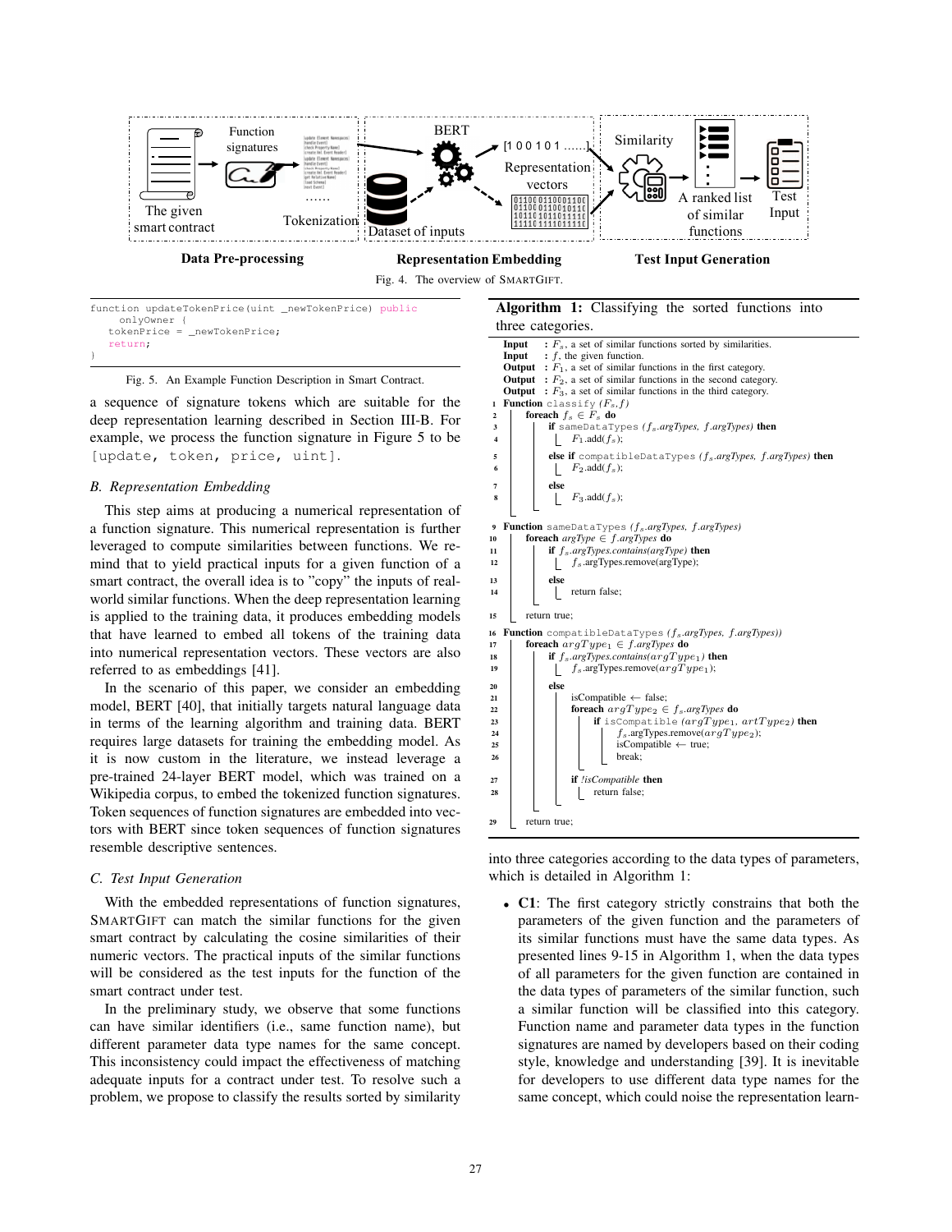Data Pre-processing — Representation Embedding — Test Input Generation

Fig. 4. The overview of SMARTGIFT.

```
function updateTokenPrice(uint _newTokenPrice) public
    onlyOwner {
  tokenPrice = _newTokenPrice;
  return;
}
```

Fig. 5. An Example Function Description in Smart Contract.

a sequence of signature tokens which are suitable for the deep representation learning described in Section III-B. For example, we process the function signature in Figure 5 to be `[update, token, price, uint]`.

### B. Representation Embedding

This step aims at producing a numerical representation of a function signature. This numerical representation is further leveraged to compute similarities between functions. We remind that to yield practical inputs for a given function of a smart contract, the overall idea is to "copy" the inputs of real-world similar functions. When the deep representation learning is applied to the training data, it produces embedding models that have learned to embed all tokens of the training data into numerical representation vectors. These vectors are also referred to as embeddings [41].

In the scenario of this paper, we consider an embedding model, BERT [40], that initially targets natural language data in terms of the learning algorithm and training data. BERT requires large datasets for training the embedding model. As it is now custom in the literature, we instead leverage a pre-trained 24-layer BERT model, which was trained on a Wikipedia corpus, to embed the tokenized function signatures. Token sequences of function signatures are embedded into vectors with BERT since token sequences of function signatures resemble descriptive sentences.

### C. Test Input Generation

With the embedded representations of function signatures, SMARTGIFT can match the similar functions for the given smart contract by calculating the cosine similarities of their numeric vectors. The practical inputs of the similar functions will be considered as the test inputs for the function of the smart contract under test.

In the preliminary study, we observe that some functions can have similar identifiers (i.e., same function name), but different parameter data type names for the same concept. This inconsistency could impact the effectiveness of matching adequate inputs for a contract under test. To resolve such a problem, we propose to classify the results sorted by similarity into three categories according to the data types of parameters, which is detailed in Algorithm 1:

**Algorithm 1:** Classifying the sorted functions into three categories.

```
Input  : F_s, a set of similar functions sorted by similarities.
Input  : f, the given function.
Output : F_1, a set of similar functions in the first category.
Output : F_2, a set of similar functions in the second category.
Output : F_3, a set of similar functions in the third category.
1  Function classify (F_s, f)
2      foreach f_s ∈ F_s do
3          if sameDataTypes (f_s.argTypes, f.argTypes) then
4              F_1.add(f_s);
5          else if compatibleDataTypes (f_s.argTypes, f.argTypes) then
6              F_2.add(f_s);
7          else
8              F_3.add(f_s);
9  Function sameDataTypes (f_s.argTypes, f.argTypes)
10     foreach argType ∈ f.argTypes do
11         if f_s.argTypes.contains(argType) then
12             f_s.argTypes.remove(argType);
13         else
14             return false;
15     return true;
16 Function compatibleDataTypes (f_s.argTypes, f.argTypes))
17     foreach argType_1 ∈ f.argTypes do
18         if f_s.argTypes.contains(argType_1) then
19             f_s.argTypes.remove(argType_1);
20         else
21             isCompatible ← false;
22             foreach argType_2 ∈ f_s.argTypes do
23                 if isCompatible (argType_1, artType_2) then
24                     f_s.argTypes.remove(argType_2);
25                     isCompatible ← true;
26                     break;
27             if !isCompatible then
28                 return false;
29     return true;
```

- **C1**: The first category strictly constrains that both the parameters of the given function and the parameters of its similar functions must have the same data types. As presented lines 9-15 in Algorithm 1, when the data types of all parameters for the given function are contained in the data types of parameters of the similar function, such a similar function will be classified into this category. Function name and parameter data types in the function signatures are named by developers based on their coding style, knowledge and understanding [39]. It is inevitable for developers to use different data type names for the same concept, which could noise the representation learn-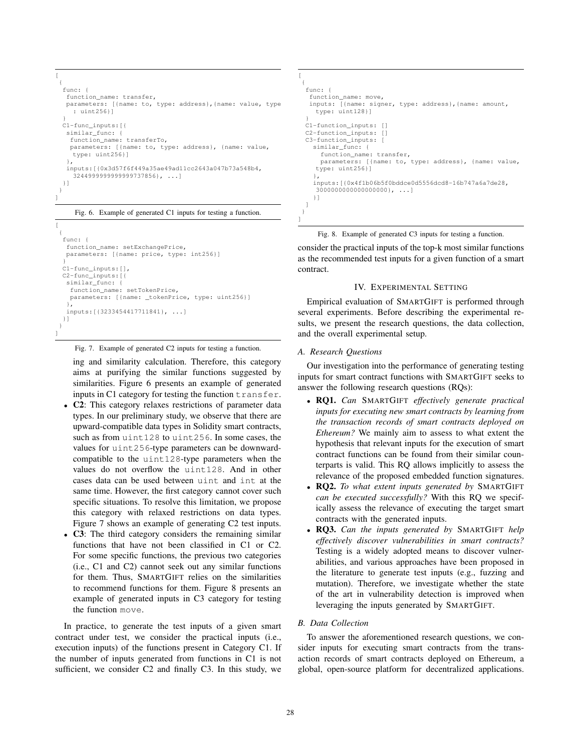```
[
 {
  func: {
   function_name: transfer,
   parameters: [{name: to, type: address},{name: value, type
     : uint256}]
  }
  C1-func_inputs:[{
   similar_func: {
    function_name: transferTo,
    parameters: [{name: to, type: address}, {name: value,
      type: uint256}]
   },
   inputs:[{0x3d57f6f449a35ae49ad11cc2643a047b73a548b4,
     3244999999999999737856}, ...]
  }]
 }
]
```

Fig. 6. Example of generated C1 inputs for testing a function.

```
[
 {
  func: {
   function_name: setExchangePrice,
   parameters: [{name: price, type: int256}]
  }
  C1-func_inputs:[],
  C2-func_inputs:[{
   similar_func: {
    function_name: setTokenPrice,
    parameters: [{name: _tokenPrice, type: uint256}]
   },
   inputs:[{3233454417711841}, ...]
  }]
 }
]
```

Fig. 7. Example of generated C2 inputs for testing a function.

ing and similarity calculation. Therefore, this category aims at purifying the similar functions suggested by similarities. Figure 6 presents an example of generated inputs in C1 category for testing the function `transfer`.

- **C2**: This category relaxes restrictions of parameter data types. In our preliminary study, we observe that there are upward-compatible data types in Solidity smart contracts, such as from `uint128` to `uint256`. In some cases, the values for `uint256`-type parameters can be downward-compatible to the `uint128`-type parameters when the values do not overflow the `uint128`. And in other cases data can be used between `uint` and `int` at the same time. However, the first category cannot cover such specific situations. To resolve this limitation, we propose this category with relaxed restrictions on data types. Figure 7 shows an example of generating C2 test inputs.
- **C3**: The third category considers the remaining similar functions that have not been classified in C1 or C2. For some specific functions, the previous two categories (i.e., C1 and C2) cannot seek out any similar functions for them. Thus, SMARTGIFT relies on the similarities to recommend functions for them. Figure 8 presents an example of generated inputs in C3 category for testing the function `move`.

In practice, to generate the test inputs of a given smart contract under test, we consider the practical inputs (i.e., execution inputs) of the functions present in Category C1. If the number of inputs generated from functions in C1 is not sufficient, we consider C2 and finally C3. In this study, we

```
[
 {
  func: {
   function_name: move,
   inputs: [{name: signer, type: address},{name: amount,
     type: uint128}]
  }
  C1-function_inputs: []
  C2-function_inputs: []
  C3-function_inputs: [
   similar_func: {
     function_name: transfer,
     parameters: [{name: to, type: address}, {name: value,
    type: uint256}]
   },
   inputs:[{0x4f1b06b5f0bddce0d5556dcd8-16b747a6a7de28,
    3000000000000000000}, ...]
   }]
  ]
 }
]
```

Fig. 8. Example of generated C3 inputs for testing a function.

consider the practical inputs of the top-k most similar functions as the recommended test inputs for a given function of a smart contract.

## IV. EXPERIMENTAL SETTING

Empirical evaluation of SMARTGIFT is performed through several experiments. Before describing the experimental results, we present the research questions, the data collection, and the overall experimental setup.

### A. Research Questions

Our investigation into the performance of generating testing inputs for smart contract functions with SMARTGIFT seeks to answer the following research questions (RQs):

- **RQ1.** *Can* SMARTGIFT *effectively generate practical inputs for executing new smart contracts by learning from the transaction records of smart contracts deployed on Ethereum?* We mainly aim to assess to what extent the hypothesis that relevant inputs for the execution of smart contract functions can be found from their similar counterparts is valid. This RQ allows implicitly to assess the relevance of the proposed embedded function signatures.
- **RQ2.** *To what extent inputs generated by* SMARTGIFT *can be executed successfully?* With this RQ we specifically assess the relevance of executing the target smart contracts with the generated inputs.
- **RQ3.** *Can the inputs generated by* SMARTGIFT *help effectively discover vulnerabilities in smart contracts?* Testing is a widely adopted means to discover vulnerabilities, and various approaches have been proposed in the literature to generate test inputs (e.g., fuzzing and mutation). Therefore, we investigate whether the state of the art in vulnerability detection is improved when leveraging the inputs generated by SMARTGIFT.

### B. Data Collection

To answer the aforementioned research questions, we consider inputs for executing smart contracts from the transaction records of smart contracts deployed on Ethereum, a global, open-source platform for decentralized applications.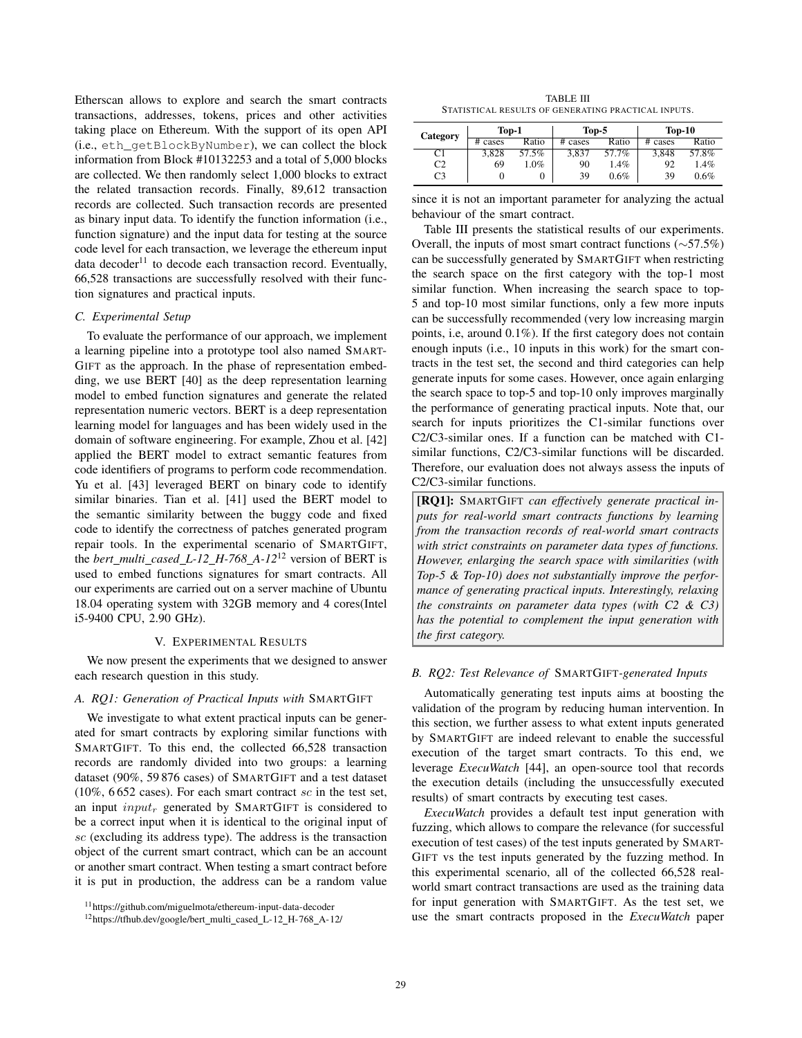Etherscan allows to explore and search the smart contracts transactions, addresses, tokens, prices and other activities taking place on Ethereum. With the support of its open API (i.e., `eth_getBlockByNumber`), we can collect the block information from Block #10132253 and a total of 5,000 blocks are collected. We then randomly select 1,000 blocks to extract the related transaction records. Finally, 89,612 transaction records are collected. Such transaction records are presented as binary input data. To identify the function information (i.e., function signature) and the input data for testing at the source code level for each transaction, we leverage the ethereum input data decoder[11] to decode each transaction record. Eventually, 66,528 transactions are successfully resolved with their function signatures and practical inputs.

### C. Experimental Setup

To evaluate the performance of our approach, we implement a learning pipeline into a prototype tool also named SMARTGIFT as the approach. In the phase of representation embedding, we use BERT [40] as the deep representation learning model to embed function signatures and generate the related representation numeric vectors. BERT is a deep representation learning model for languages and has been widely used in the domain of software engineering. For example, Zhou et al. [42] applied the BERT model to extract semantic features from code identifiers of programs to perform code recommendation. Yu et al. [43] leveraged BERT on binary code to identify similar binaries. Tian et al. [41] used the BERT model to the semantic similarity between the buggy code and fixed code to identify the correctness of patches generated program repair tools. In the experimental scenario of SMARTGIFT, the *bert_multi_cased_L-12_H-768_A-12*[12] version of BERT is used to embed functions signatures for smart contracts. All our experiments are carried out on a server machine of Ubuntu 18.04 operating system with 32GB memory and 4 cores(Intel i5-9400 CPU, 2.90 GHz).

## V. Experimental Results

We now present the experiments that we designed to answer each research question in this study.

### A. RQ1: Generation of Practical Inputs with SMARTGIFT

We investigate to what extent practical inputs can be generated for smart contracts by exploring similar functions with SMARTGIFT. To this end, the collected 66,528 transaction records are randomly divided into two groups: a learning dataset (90%, 59 876 cases) of SMARTGIFT and a test dataset (10%, 6 652 cases). For each smart contract $sc$ in the test set, an input $input_r$ generated by SMARTGIFT is considered to be a correct input when it is identical to the original input of $sc$ (excluding its address type). The address is the transaction object of the current smart contract, which can be an account or another smart contract. When testing a smart contract before it is put in production, the address can be a random value since it is not an important parameter for analyzing the actual behaviour of the smart contract.

TABLE III
Statistical results of generating practical inputs.

| Category | Top-1 | | Top-5 | | Top-10 | |
|---|---|---|---|---|---|---|
| | # cases | Ratio | # cases | Ratio | # cases | Ratio |
| C1 | 3,828 | 57.5% | 3,837 | 57.7% | 3,848 | 57.8% |
| C2 | 69 | 1.0% | 90 | 1.4% | 92 | 1.4% |
| C3 | 0 | 0 | 39 | 0.6% | 39 | 0.6% |

Table III presents the statistical results of our experiments. Overall, the inputs of most smart contract functions (∼57.5%) can be successfully generated by SMARTGIFT when restricting the search space on the first category with the top-1 most similar function. When increasing the search space to top-5 and top-10 most similar functions, only a few more inputs can be successfully recommended (very low increasing margin points, i.e, around 0.1%). If the first category does not contain enough inputs (i.e., 10 inputs in this work) for the smart contracts in the test set, the second and third categories can help generate inputs for some cases. However, once again enlarging the search space to top-5 and top-10 only improves marginally the performance of generating practical inputs. Note that, our search for inputs prioritizes the C1-similar functions over C2/C3-similar ones. If a function can be matched with C1-similar functions, C2/C3-similar functions will be discarded. Therefore, our evaluation does not always assess the inputs of C2/C3-similar functions.

**[RQ1]:** SMARTGIFT *can effectively generate practical inputs for real-world smart contracts functions by learning from the transaction records of real-world smart contracts with strict constraints on parameter data types of functions. However, enlarging the search space with similarities (with Top-5 & Top-10) does not substantially improve the performance of generating practical inputs. Interestingly, relaxing the constraints on parameter data types (with C2 & C3) has the potential to complement the input generation with the first category.*

### B. RQ2: Test Relevance of SMARTGIFT-generated Inputs

Automatically generating test inputs aims at boosting the validation of the program by reducing human intervention. In this section, we further assess to what extent inputs generated by SMARTGIFT are indeed relevant to enable the successful execution of the target smart contracts. To this end, we leverage *ExecuWatch* [44], an open-source tool that records the execution details (including the unsuccessfully executed results) of smart contracts by executing test cases.

*ExecuWatch* provides a default test input generation with fuzzing, which allows to compare the relevance (for successful execution of test cases) of the test inputs generated by SMARTGIFT vs the test inputs generated by the fuzzing method. In this experimental scenario, all of the collected 66,528 real-world smart contract transactions are used as the training data for input generation with SMARTGIFT. As the test set, we use the smart contracts proposed in the *ExecuWatch* paper

[11] https://github.com/miguelmota/ethereum-input-data-decoder

[12] https://tfhub.dev/google/bert_multi_cased_L-12_H-768_A-12/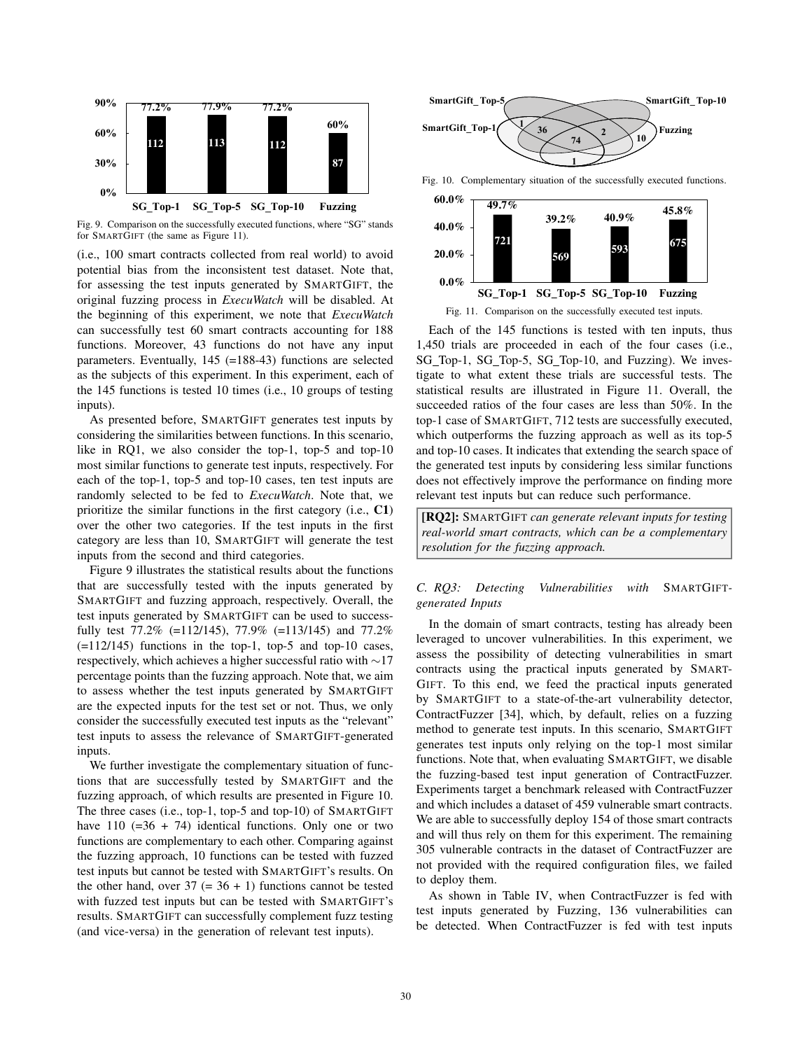Fig. 9. Comparison on the successfully executed functions, where "SG" stands for SMARTGIFT (the same as Figure 11).

(i.e., 100 smart contracts collected from real world) to avoid potential bias from the inconsistent test dataset. Note that, for assessing the test inputs generated by SMARTGIFT, the original fuzzing process in *ExecuWatch* will be disabled. At the beginning of this experiment, we note that *ExecuWatch* can successfully test 60 smart contracts accounting for 188 functions. Moreover, 43 functions do not have any input parameters. Eventually, 145 (=188-43) functions are selected as the subjects of this experiment. In this experiment, each of the 145 functions is tested 10 times (i.e., 10 groups of testing inputs).

As presented before, SMARTGIFT generates test inputs by considering the similarities between functions. In this scenario, like in RQ1, we also consider the top-1, top-5 and top-10 most similar functions to generate test inputs, respectively. For each of the top-1, top-5 and top-10 cases, ten test inputs are randomly selected to be fed to *ExecuWatch*. Note that, we prioritize the similar functions in the first category (i.e., **C1**) over the other two categories. If the test inputs in the first category are less than 10, SMARTGIFT will generate the test inputs from the second and third categories.

Figure 9 illustrates the statistical results about the functions that are successfully tested with the inputs generated by SMARTGIFT and fuzzing approach, respectively. Overall, the test inputs generated by SMARTGIFT can be used to successfully test 77.2% (=112/145), 77.9% (=113/145) and 77.2% (=112/145) functions in the top-1, top-5 and top-10 cases, respectively, which achieves a higher successful ratio with ∼17 percentage points than the fuzzing approach. Note that, we aim to assess whether the test inputs generated by SMARTGIFT are the expected inputs for the test set or not. Thus, we only consider the successfully executed test inputs as the "relevant" test inputs to assess the relevance of SMARTGIFT-generated inputs.

We further investigate the complementary situation of functions that are successfully tested by SMARTGIFT and the fuzzing approach, of which results are presented in Figure 10. The three cases (i.e., top-1, top-5 and top-10) of SMARTGIFT have 110 (=36 + 74) identical functions. Only one or two functions are complementary to each other. Comparing against the fuzzing approach, 10 functions can be tested with fuzzed test inputs but cannot be tested with SMARTGIFT's results. On the other hand, over 37 (= 36 + 1) functions cannot be tested with fuzzed test inputs but can be tested with SMARTGIFT's results. SMARTGIFT can successfully complement fuzz testing (and vice-versa) in the generation of relevant test inputs.

Fig. 10. Complementary situation of the successfully executed functions.

Fig. 11. Comparison on the successfully executed test inputs.

Each of the 145 functions is tested with ten inputs, thus 1,450 trials are proceeded in each of the four cases (i.e., SG_Top-1, SG_Top-5, SG_Top-10, and Fuzzing). We investigate to what extent these trials are successful tests. The statistical results are illustrated in Figure 11. Overall, the succeeded ratios of the four cases are less than 50%. In the top-1 case of SMARTGIFT, 712 tests are successfully executed, which outperforms the fuzzing approach as well as its top-5 and top-10 cases. It indicates that extending the search space of the generated test inputs by considering less similar functions does not effectively improve the performance on finding more relevant test inputs but can reduce such performance.

> **[RQ2]:** SMARTGIFT *can generate relevant inputs for testing real-world smart contracts, which can be a complementary resolution for the fuzzing approach.*

### C. RQ3: Detecting Vulnerabilities with SMARTGIFT-generated Inputs

In the domain of smart contracts, testing has already been leveraged to uncover vulnerabilities. In this experiment, we assess the possibility of detecting vulnerabilities in smart contracts using the practical inputs generated by SMARTGIFT. To this end, we feed the practical inputs generated by SMARTGIFT to a state-of-the-art vulnerability detector, ContractFuzzer [34], which, by default, relies on a fuzzing method to generate test inputs. In this scenario, SMARTGIFT generates test inputs only relying on the top-1 most similar functions. Note that, when evaluating SMARTGIFT, we disable the fuzzing-based test input generation of ContractFuzzer. Experiments target a benchmark released with ContractFuzzer and which includes a dataset of 459 vulnerable smart contracts. We are able to successfully deploy 154 of those smart contracts and will thus rely on them for this experiment. The remaining 305 vulnerable contracts in the dataset of ContractFuzzer are not provided with the required configuration files, we failed to deploy them.

As shown in Table IV, when ContractFuzzer is fed with test inputs generated by Fuzzing, 136 vulnerabilities can be detected. When ContractFuzzer is fed with test inputs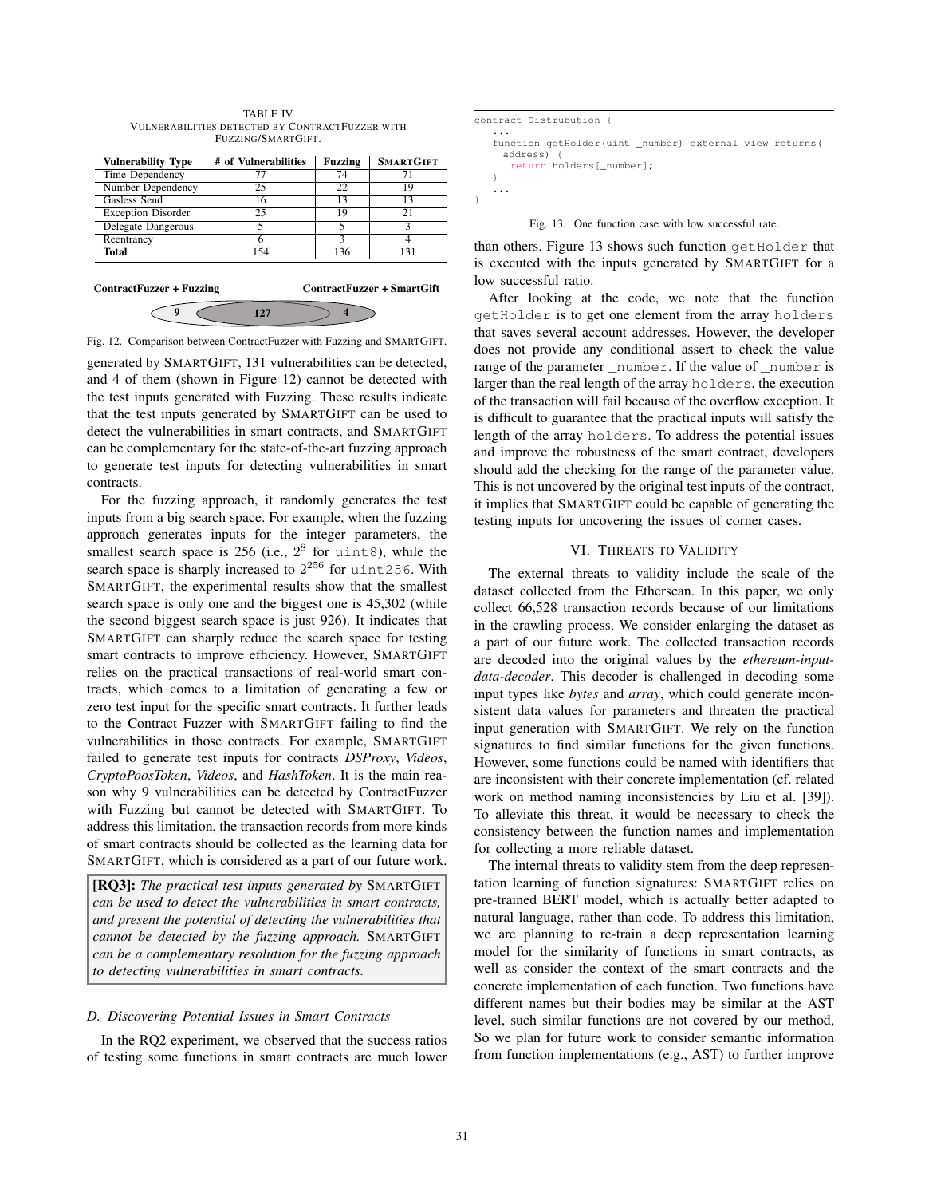TABLE IV
VULNERABILITIES DETECTED BY CONTRACTFUZZER WITH FUZZING/SMARTGIFT.

| Vulnerability Type | # of Vulnerabilities | Fuzzing | SMARTGIFT |
|---|---|---|---|
| Time Dependency | 77 | 74 | 71 |
| Number Dependency | 25 | 22 | 19 |
| Gasless Send | 16 | 13 | 13 |
| Exception Disorder | 25 | 19 | 21 |
| Delegate Dangerous | 5 | 5 | 3 |
| Reentrancy | 6 | 3 | 4 |
| **Total** | 154 | 136 | 131 |

**ContractFuzzer + Fuzzing** — 9 — 127 — 4 — **ContractFuzzer + SmartGift**

Fig. 12. Comparison between ContractFuzzer with Fuzzing and SMARTGIFT.

generated by SMARTGIFT, 131 vulnerabilities can be detected, and 4 of them (shown in Figure 12) cannot be detected with the test inputs generated with Fuzzing. These results indicate that the test inputs generated by SMARTGIFT can be used to detect the vulnerabilities in smart contracts, and SMARTGIFT can be complementary for the state-of-the-art fuzzing approach to generate test inputs for detecting vulnerabilities in smart contracts.

For the fuzzing approach, it randomly generates the test inputs from a big search space. For example, when the fuzzing approach generates inputs for the integer parameters, the smallest search space is 256 (i.e., $2^8$ for `uint8`), while the search space is sharply increased to $2^{256}$ for `uint256`. With SMARTGIFT, the experimental results show that the smallest search space is only one and the biggest one is 45,302 (while the second biggest search space is just 926). It indicates that SMARTGIFT can sharply reduce the search space for testing smart contracts to improve efficiency. However, SMARTGIFT relies on the practical transactions of real-world smart contracts, which comes to a limitation of generating a few or zero test input for the specific smart contracts. It further leads to the Contract Fuzzer with SMARTGIFT failing to find the vulnerabilities in those contracts. For example, SMARTGIFT failed to generate test inputs for contracts *DSProxy*, *Videos*, *CryptoPoosToken*, *Videos*, and *HashToken*. It is the main reason why 9 vulnerabilities can be detected by ContractFuzzer with Fuzzing but cannot be detected with SMARTGIFT. To address this limitation, the transaction records from more kinds of smart contracts should be collected as the learning data for SMARTGIFT, which is considered as a part of our future work.

> **[RQ3]:** *The practical test inputs generated by* SMARTGIFT *can be used to detect the vulnerabilities in smart contracts, and present the potential of detecting the vulnerabilities that cannot be detected by the fuzzing approach.* SMARTGIFT *can be a complementary resolution for the fuzzing approach to detecting vulnerabilities in smart contracts.*

### D. Discovering Potential Issues in Smart Contracts

In the RQ2 experiment, we observed that the success ratios of testing some functions in smart contracts are much lower than others. Figure 13 shows such function `getHolder` that is executed with the inputs generated by SMARTGIFT for a low successful ratio.

```
contract Distrubution {
  ...
  function getHolder(uint _number) external view returns(
    address) {
      return holders[_number];
  }
  ...
}
```

Fig. 13. One function case with low successful rate.

After looking at the code, we note that the function `getHolder` is to get one element from the array `holders` that saves several account addresses. However, the developer does not provide any conditional assert to check the value range of the parameter `_number`. If the value of `_number` is larger than the real length of the array `holders`, the execution of the transaction will fail because of the overflow exception. It is difficult to guarantee that the practical inputs will satisfy the length of the array `holders`. To address the potential issues and improve the robustness of the smart contract, developers should add the checking for the range of the parameter value. This is not uncovered by the original test inputs of the contract, it implies that SMARTGIFT could be capable of generating the testing inputs for uncovering the issues of corner cases.

## VI. THREATS TO VALIDITY

The external threats to validity include the scale of the dataset collected from the Etherscan. In this paper, we only collect 66,528 transaction records because of our limitations in the crawling process. We consider enlarging the dataset as a part of our future work. The collected transaction records are decoded into the original values by the *ethereum-input-data-decoder*. This decoder is challenged in decoding some input types like *bytes* and *array*, which could generate inconsistent data values for parameters and threaten the practical input generation with SMARTGIFT. We rely on the function signatures to find similar functions for the given functions. However, some functions could be named with identifiers that are inconsistent with their concrete implementation (cf. related work on method naming inconsistencies by Liu et al. [39]). To alleviate this threat, it would be necessary to check the consistency between the function names and implementation for collecting a more reliable dataset.

The internal threats to validity stem from the deep representation learning of function signatures: SMARTGIFT relies on pre-trained BERT model, which is actually better adapted to natural language, rather than code. To address this limitation, we are planning to re-train a deep representation learning model for the similarity of functions in smart contracts, as well as consider the context of the smart contracts and the concrete implementation of each function. Two functions have different names but their bodies may be similar at the AST level, such similar functions are not covered by our method, So we plan for future work to consider semantic information from function implementations (e.g., AST) to further improve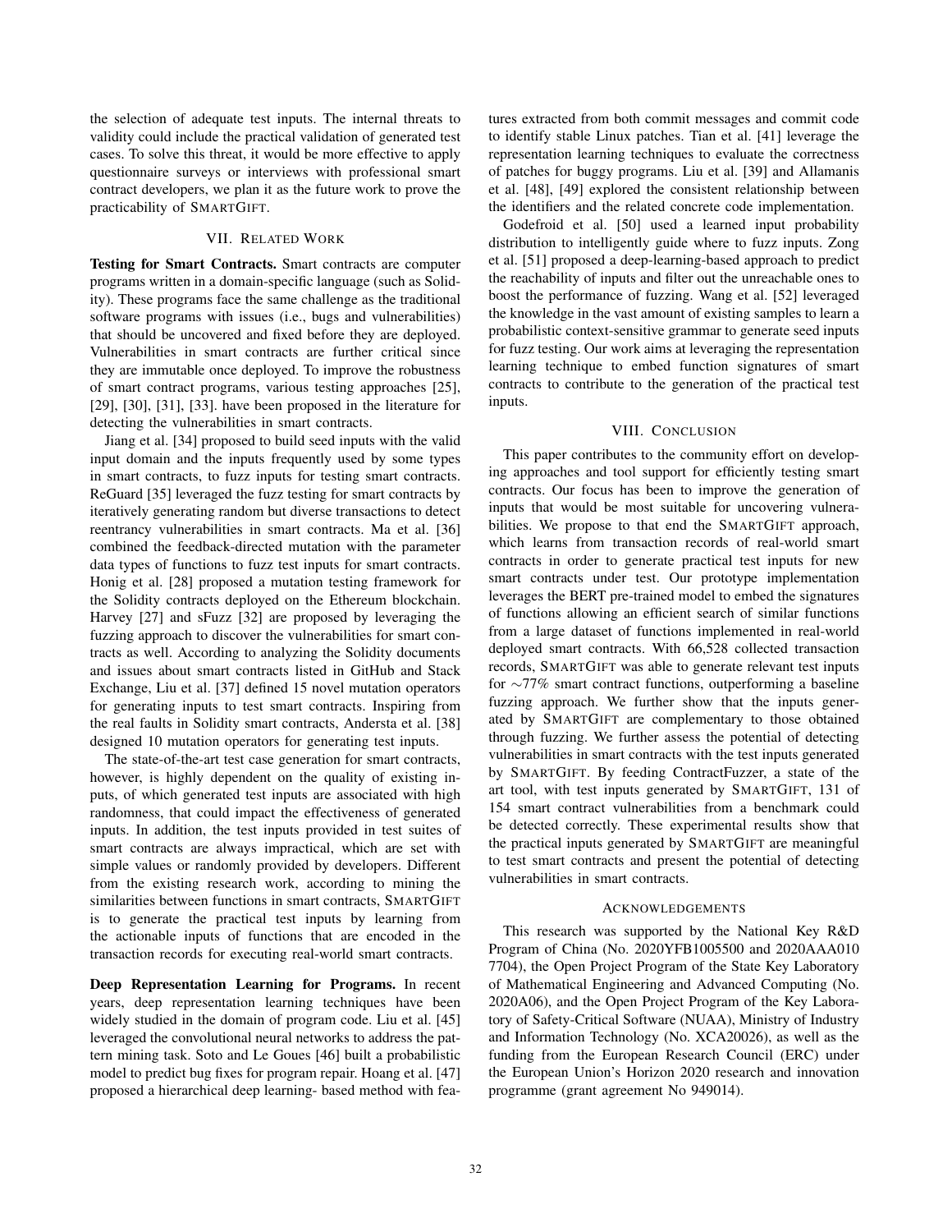the selection of adequate test inputs. The internal threats to validity could include the practical validation of generated test cases. To solve this threat, it would be more effective to apply questionnaire surveys or interviews with professional smart contract developers, we plan it as the future work to prove the practicability of SMARTGIFT.

## VII. Related Work

**Testing for Smart Contracts.** Smart contracts are computer programs written in a domain-specific language (such as Solidity). These programs face the same challenge as the traditional software programs with issues (i.e., bugs and vulnerabilities) that should be uncovered and fixed before they are deployed. Vulnerabilities in smart contracts are further critical since they are immutable once deployed. To improve the robustness of smart contract programs, various testing approaches [25], [29], [30], [31], [33]. have been proposed in the literature for detecting the vulnerabilities in smart contracts.

Jiang et al. [34] proposed to build seed inputs with the valid input domain and the inputs frequently used by some types in smart contracts, to fuzz inputs for testing smart contracts. ReGuard [35] leveraged the fuzz testing for smart contracts by iteratively generating random but diverse transactions to detect reentrancy vulnerabilities in smart contracts. Ma et al. [36] combined the feedback-directed mutation with the parameter data types of functions to fuzz test inputs for smart contracts. Honig et al. [28] proposed a mutation testing framework for the Solidity contracts deployed on the Ethereum blockchain. Harvey [27] and sFuzz [32] are proposed by leveraging the fuzzing approach to discover the vulnerabilities for smart contracts as well. According to analyzing the Solidity documents and issues about smart contracts listed in GitHub and Stack Exchange, Liu et al. [37] defined 15 novel mutation operators for generating inputs to test smart contracts. Inspiring from the real faults in Solidity smart contracts, Andersta et al. [38] designed 10 mutation operators for generating test inputs.

The state-of-the-art test case generation for smart contracts, however, is highly dependent on the quality of existing inputs, of which generated test inputs are associated with high randomness, that could impact the effectiveness of generated inputs. In addition, the test inputs provided in test suites of smart contracts are always impractical, which are set with simple values or randomly provided by developers. Different from the existing research work, according to mining the similarities between functions in smart contracts, SMARTGIFT is to generate the practical test inputs by learning from the actionable inputs of functions that are encoded in the transaction records for executing real-world smart contracts.

**Deep Representation Learning for Programs.** In recent years, deep representation learning techniques have been widely studied in the domain of program code. Liu et al. [45] leveraged the convolutional neural networks to address the pattern mining task. Soto and Le Goues [46] built a probabilistic model to predict bug fixes for program repair. Hoang et al. [47] proposed a hierarchical deep learning- based method with features extracted from both commit messages and commit code to identify stable Linux patches. Tian et al. [41] leverage the representation learning techniques to evaluate the correctness of patches for buggy programs. Liu et al. [39] and Allamanis et al. [48], [49] explored the consistent relationship between the identifiers and the related concrete code implementation.

Godefroid et al. [50] used a learned input probability distribution to intelligently guide where to fuzz inputs. Zong et al. [51] proposed a deep-learning-based approach to predict the reachability of inputs and filter out the unreachable ones to boost the performance of fuzzing. Wang et al. [52] leveraged the knowledge in the vast amount of existing samples to learn a probabilistic context-sensitive grammar to generate seed inputs for fuzz testing. Our work aims at leveraging the representation learning technique to embed function signatures of smart contracts to contribute to the generation of the practical test inputs.

## VIII. Conclusion

This paper contributes to the community effort on developing approaches and tool support for efficiently testing smart contracts. Our focus has been to improve the generation of inputs that would be most suitable for uncovering vulnerabilities. We propose to that end the SMARTGIFT approach, which learns from transaction records of real-world smart contracts in order to generate practical test inputs for new smart contracts under test. Our prototype implementation leverages the BERT pre-trained model to embed the signatures of functions allowing an efficient search of similar functions from a large dataset of functions implemented in real-world deployed smart contracts. With 66,528 collected transaction records, SMARTGIFT was able to generate relevant test inputs for ~77% smart contract functions, outperforming a baseline fuzzing approach. We further show that the inputs generated by SMARTGIFT are complementary to those obtained through fuzzing. We further assess the potential of detecting vulnerabilities in smart contracts with the test inputs generated by SMARTGIFT. By feeding ContractFuzzer, a state of the art tool, with test inputs generated by SMARTGIFT, 131 of 154 smart contract vulnerabilities from a benchmark could be detected correctly. These experimental results show that the practical inputs generated by SMARTGIFT are meaningful to test smart contracts and present the potential of detecting vulnerabilities in smart contracts.

### Acknowledgements

This research was supported by the National Key R&D Program of China (No. 2020YFB1005500 and 2020AAA010 7704), the Open Project Program of the State Key Laboratory of Mathematical Engineering and Advanced Computing (No. 2020A06), and the Open Project Program of the Key Laboratory of Safety-Critical Software (NUAA), Ministry of Industry and Information Technology (No. XCA20026), as well as the funding from the European Research Council (ERC) under the European Union's Horizon 2020 research and innovation programme (grant agreement No 949014).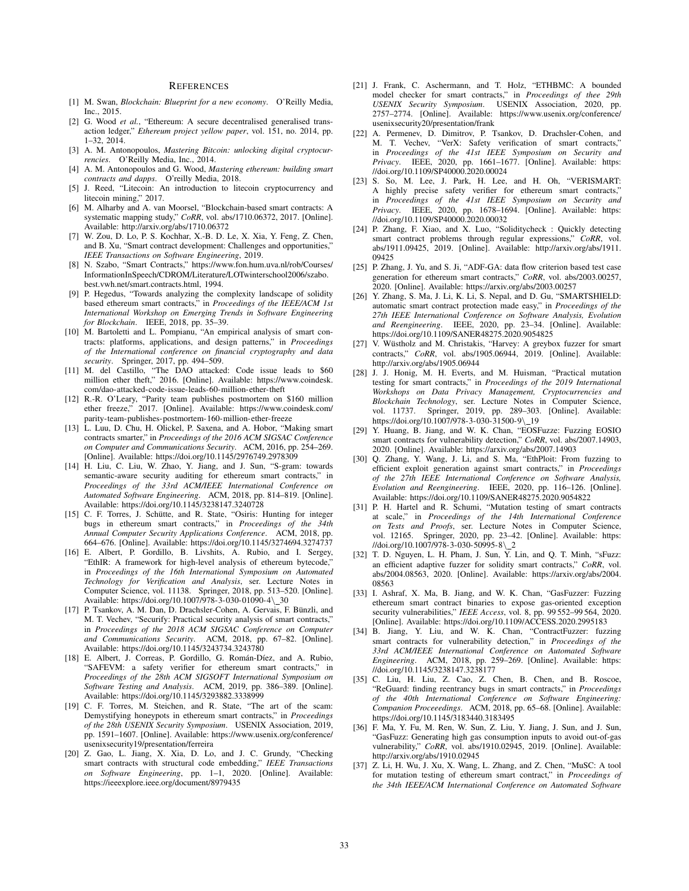## REFERENCES

[1] M. Swan, *Blockchain: Blueprint for a new economy*. O'Reilly Media, Inc., 2015.

[2] G. Wood *et al.*, "Ethereum: A secure decentralised generalised transaction ledger," *Ethereum project yellow paper*, vol. 151, no. 2014, pp. 1–32, 2014.

[3] A. M. Antonopoulos, *Mastering Bitcoin: unlocking digital cryptocurrencies*. O'Reilly Media, Inc., 2014.

[4] A. M. Antonopoulos and G. Wood, *Mastering ethereum: building smart contracts and dapps*. O'reilly Media, 2018.

[5] J. Reed, "Litecoin: An introduction to litecoin cryptocurrency and litecoin mining," 2017.

[6] M. Alharby and A. van Moorsel, "Blockchain-based smart contracts: A systematic mapping study," *CoRR*, vol. abs/1710.06372, 2017. [Online]. Available: http://arxiv.org/abs/1710.06372

[7] W. Zou, D. Lo, P. S. Kochhar, X.-B. D. Le, X. Xia, Y. Feng, Z. Chen, and B. Xu, "Smart contract development: Challenges and opportunities," *IEEE Transactions on Software Engineering*, 2019.

[8] N. Szabo, "Smart Contracts," https://www.fon.hum.uva.nl/rob/Courses/InformationInSpeech/CDROM/Literature/LOTwinterschool2006/szabo.best.vwh.net/smart.contracts.html, 1994.

[9] P. Hegedus, "Towards analyzing the complexity landscape of solidity based ethereum smart contracts," in *Proceedings of the IEEE/ACM 1st International Workshop on Emerging Trends in Software Engineering for Blockchain*. IEEE, 2018, pp. 35–39.

[10] M. Bartoletti and L. Pompianu, "An empirical analysis of smart contracts: platforms, applications, and design patterns," in *Proceedings of the International conference on financial cryptography and data security*. Springer, 2017, pp. 494–509.

[11] M. del Castillo, "The DAO attacked: Code issue leads to $60 million ether theft," 2016. [Online]. Available: https://www.coindesk.com/dao-attacked-code-issue-leads-60-million-ether-theft

[12] R.-R. O'Leary, "Parity team publishes postmortem on $160 million ether freeze," 2017. [Online]. Available: https://www.coindesk.com/parity-team-publishes-postmortem-160-million-ether-freeze

[13] L. Luu, D. Chu, H. Olickel, P. Saxena, and A. Hobor, "Making smart contracts smarter," in *Proceedings of the 2016 ACM SIGSAC Conference on Computer and Communications Security*. ACM, 2016, pp. 254–269. [Online]. Available: https://doi.org/10.1145/2976749.2978309

[14] H. Liu, C. Liu, W. Zhao, Y. Jiang, and J. Sun, "S-gram: towards semantic-aware security auditing for ethereum smart contracts," in *Proceedings of the 33rd ACM/IEEE International Conference on Automated Software Engineering*. ACM, 2018, pp. 814–819. [Online]. Available: https://doi.org/10.1145/3238147.3240728

[15] C. F. Torres, J. Schütte, and R. State, "Osiris: Hunting for integer bugs in ethereum smart contracts," in *Proceedings of the 34th Annual Computer Security Applications Conference*. ACM, 2018, pp. 664–676. [Online]. Available: https://doi.org/10.1145/3274694.3274737

[16] E. Albert, P. Gordillo, B. Livshits, A. Rubio, and I. Sergey, "EthIR: A framework for high-level analysis of ethereum bytecode," in *Proceedings of the 16th International Symposium on Automated Technology for Verification and Analysis*, ser. Lecture Notes in Computer Science, vol. 11138. Springer, 2018, pp. 513–520. [Online]. Available: https://doi.org/10.1007/978-3-030-01090-4\_30

[17] P. Tsankov, A. M. Dan, D. Drachsler-Cohen, A. Gervais, F. Bünzli, and M. T. Vechev, "Securify: Practical security analysis of smart contracts," in *Proceedings of the 2018 ACM SIGSAC Conference on Computer and Communications Security*. ACM, 2018, pp. 67–82. [Online]. Available: https://doi.org/10.1145/3243734.3243780

[18] E. Albert, J. Correas, P. Gordillo, G. Román-Díez, and A. Rubio, "SAFEVM: a safety verifier for ethereum smart contracts," in *Proceedings of the 28th ACM SIGSOFT International Symposium on Software Testing and Analysis*. ACM, 2019, pp. 386–389. [Online]. Available: https://doi.org/10.1145/3293882.3338999

[19] C. F. Torres, M. Steichen, and R. State, "The art of the scam: Demystifying honeypots in ethereum smart contracts," in *Proceedings of the 28th USENIX Security Symposium*. USENIX Association, 2019, pp. 1591–1607. [Online]. Available: https://www.usenix.org/conference/usenixsecurity19/presentation/ferreira

[20] Z. Gao, L. Jiang, X. Xia, D. Lo, and J. C. Grundy, "Checking smart contracts with structural code embedding," *IEEE Transactions on Software Engineering*, pp. 1–1, 2020. [Online]. Available: https://ieeexplore.ieee.org/document/8979435

[21] J. Frank, C. Aschermann, and T. Holz, "ETHBMC: A bounded model checker for smart contracts," in *Proceedings of thee 29th USENIX Security Symposium*. USENIX Association, 2020, pp. 2757–2774. [Online]. Available: https://www.usenix.org/conference/usenixsecurity20/presentation/frank

[22] A. Permenev, D. Dimitrov, P. Tsankov, D. Drachsler-Cohen, and M. T. Vechev, "VerX: Safety verification of smart contracts," in *Proceedings of the 41st IEEE Symposium on Security and Privacy*. IEEE, 2020, pp. 1661–1677. [Online]. Available: https://doi.org/10.1109/SP40000.2020.00024

[23] S. So, M. Lee, J. Park, H. Lee, and H. Oh, "VERISMART: A highly precise safety verifier for ethereum smart contracts," in *Proceedings of the 41st IEEE Symposium on Security and Privacy*. IEEE, 2020, pp. 1678–1694. [Online]. Available: https://doi.org/10.1109/SP40000.2020.00032

[24] P. Zhang, F. Xiao, and X. Luo, "Soliditycheck : Quickly detecting smart contract problems through regular expressions," *CoRR*, vol. abs/1911.09425, 2019. [Online]. Available: http://arxiv.org/abs/1911.09425

[25] P. Zhang, J. Yu, and S. Ji, "ADF-GA: data flow criterion based test case generation for ethereum smart contracts," *CoRR*, vol. abs/2003.00257, 2020. [Online]. Available: https://arxiv.org/abs/2003.00257

[26] Y. Zhang, S. Ma, J. Li, K. Li, S. Nepal, and D. Gu, "SMARTSHIELD: automatic smart contract protection made easy," in *Proceedings of the 27th IEEE International Conference on Software Analysis, Evolution and Reengineering*. IEEE, 2020, pp. 23–34. [Online]. Available: https://doi.org/10.1109/SANER48275.2020.9054825

[27] V. Wüstholz and M. Christakis, "Harvey: A greybox fuzzer for smart contracts," *CoRR*, vol. abs/1905.06944, 2019. [Online]. Available: http://arxiv.org/abs/1905.06944

[28] J. J. Honig, M. H. Everts, and M. Huisman, "Practical mutation testing for smart contracts," in *Proceedings of the 2019 International Workshops on Data Privacy Management, Cryptocurrencies and Blockchain Technology*, ser. Lecture Notes in Computer Science, vol. 11737. Springer, 2019, pp. 289–303. [Online]. Available: https://doi.org/10.1007/978-3-030-31500-9\_19

[29] Y. Huang, B. Jiang, and W. K. Chan, "EOSFuzzer: Fuzzing EOSIO smart contracts for vulnerability detection," *CoRR*, vol. abs/2007.14903, 2020. [Online]. Available: https://arxiv.org/abs/2007.14903

[30] Q. Zhang, Y. Wang, J. Li, and S. Ma, "EthPloit: From fuzzing to efficient exploit generation against smart contracts," in *Proceedings of the 27th IEEE International Conference on Software Analysis, Evolution and Reengineering*. IEEE, 2020, pp. 116–126. [Online]. Available: https://doi.org/10.1109/SANER48275.2020.9054822

[31] P. H. Hartel and R. Schumi, "Mutation testing of smart contracts at scale," in *Proceedings of the 14th International Conference on Tests and Proofs*, ser. Lecture Notes in Computer Science, vol. 12165. Springer, 2020, pp. 23–42. [Online]. Available: https://doi.org/10.1007/978-3-030-50995-8\_2

[32] T. D. Nguyen, L. H. Pham, J. Sun, Y. Lin, and Q. T. Minh, "sFuzz: an efficient adaptive fuzzer for solidity smart contracts," *CoRR*, vol. abs/2004.08563, 2020. [Online]. Available: https://arxiv.org/abs/2004.08563

[33] I. Ashraf, X. Ma, B. Jiang, and W. K. Chan, "GasFuzzer: Fuzzing ethereum smart contract binaries to expose gas-oriented exception security vulnerabilities," *IEEE Access*, vol. 8, pp. 99 552–99 564, 2020. [Online]. Available: https://doi.org/10.1109/ACCESS.2020.2995183

[34] B. Jiang, Y. Liu, and W. K. Chan, "ContractFuzzer: fuzzing smart contracts for vulnerability detection," in *Proceedings of the 33rd ACM/IEEE International Conference on Automated Software Engineering*. ACM, 2018, pp. 259–269. [Online]. Available: https://doi.org/10.1145/3238147.3238177

[35] C. Liu, H. Liu, Z. Cao, Z. Chen, B. Chen, and B. Roscoe, "ReGuard: finding reentrancy bugs in smart contracts," in *Proceedings of the 40th International Conference on Software Engineering: Companion Proceeedings*. ACM, 2018, pp. 65–68. [Online]. Available: https://doi.org/10.1145/3183440.3183495

[36] F. Ma, Y. Fu, M. Ren, W. Sun, Z. Liu, Y. Jiang, J. Sun, and J. Sun, "GasFuzz: Generating high gas consumption inputs to avoid out-of-gas vulnerability," *CoRR*, vol. abs/1910.02945, 2019. Available: http://arxiv.org/abs/1910.02945

[37] Z. Li, H. Wu, J. Xu, X. Wang, L. Zhang, and Z. Chen, "MuSC: A tool for mutation testing of ethereum smart contract," in *Proceedings of the 34th IEEE/ACM International Conference on Automated Software*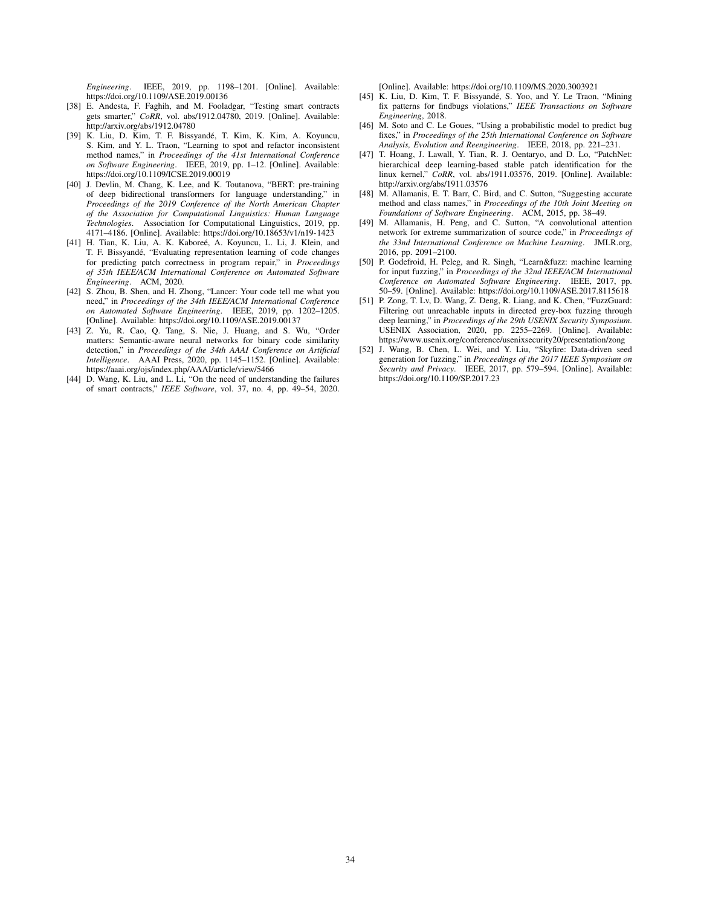*Engineering*. IEEE, 2019, pp. 1198–1201. [Online]. Available: https://doi.org/10.1109/ASE.2019.00136

[38] E. Andesta, F. Faghih, and M. Fooladgar, "Testing smart contracts gets smarter," *CoRR*, vol. abs/1912.04780, 2019. [Online]. Available: http://arxiv.org/abs/1912.04780

[39] K. Liu, D. Kim, T. F. Bissyandé, T. Kim, K. Kim, A. Koyuncu, S. Kim, and Y. L. Traon, "Learning to spot and refactor inconsistent method names," in *Proceedings of the 41st International Conference on Software Engineering*. IEEE, 2019, pp. 1–12. [Online]. Available: https://doi.org/10.1109/ICSE.2019.00019

[40] J. Devlin, M. Chang, K. Lee, and K. Toutanova, "BERT: pre-training of deep bidirectional transformers for language understanding," in *Proceedings of the 2019 Conference of the North American Chapter of the Association for Computational Linguistics: Human Language Technologies*. Association for Computational Linguistics, 2019, pp. 4171–4186. [Online]. Available: https://doi.org/10.18653/v1/n19-1423

[41] H. Tian, K. Liu, A. K. Kaboreé, A. Koyuncu, L. Li, J. Klein, and T. F. Bissyandé, "Evaluating representation learning of code changes for predicting patch correctness in program repair," in *Proceedings of 35th IEEE/ACM International Conference on Automated Software Engineering*. ACM, 2020.

[42] S. Zhou, B. Shen, and H. Zhong, "Lancer: Your code tell me what you need," in *Proceedings of the 34th IEEE/ACM International Conference on Automated Software Engineering*. IEEE, 2019, pp. 1202–1205. [Online]. Available: https://doi.org/10.1109/ASE.2019.00137

[43] Z. Yu, R. Cao, Q. Tang, S. Nie, J. Huang, and S. Wu, "Order matters: Semantic-aware neural networks for binary code similarity detection," in *Proceedings of the 34th AAAI Conference on Artificial Intelligence*. AAAI Press, 2020, pp. 1145–1152. [Online]. Available: https://aaai.org/ojs/index.php/AAAI/article/view/5466

[44] D. Wang, K. Liu, and L. Li, "On the need of understanding the failures of smart contracts," *IEEE Software*, vol. 37, no. 4, pp. 49–54, 2020. [Online]. Available: https://doi.org/10.1109/MS.2020.3003921

[45] K. Liu, D. Kim, T. F. Bissyandé, S. Yoo, and Y. Le Traon, "Mining fix patterns for findbugs violations," *IEEE Transactions on Software Engineering*, 2018.

[46] M. Soto and C. Le Goues, "Using a probabilistic model to predict bug fixes," in *Proceedings of the 25th International Conference on Software Analysis, Evolution and Reengineering*. IEEE, 2018, pp. 221–231.

[47] T. Hoang, J. Lawall, Y. Tian, R. J. Oentaryo, and D. Lo, "PatchNet: hierarchical deep learning-based stable patch identification for the linux kernel," *CoRR*, vol. abs/1911.03576, 2019. [Online]. Available: http://arxiv.org/abs/1911.03576

[48] M. Allamanis, E. T. Barr, C. Bird, and C. Sutton, "Suggesting accurate method and class names," in *Proceedings of the 10th Joint Meeting on Foundations of Software Engineering*. ACM, 2015, pp. 38–49.

[49] M. Allamanis, H. Peng, and C. Sutton, "A convolutional attention network for extreme summarization of source code," in *Proceedings of the 33nd International Conference on Machine Learning*. JMLR.org, 2016, pp. 2091–2100.

[50] P. Godefroid, H. Peleg, and R. Singh, "Learn&fuzz: machine learning for input fuzzing," in *Proceedings of the 32nd IEEE/ACM International Conference on Automated Software Engineering*. IEEE, 2017, pp. 50–59. [Online]. Available: https://doi.org/10.1109/ASE.2017.8115618

[51] P. Zong, T. Lv, D. Wang, Z. Deng, R. Liang, and K. Chen, "FuzzGuard: Filtering out unreachable inputs in directed grey-box fuzzing through deep learning," in *Proceedings of the 29th USENIX Security Symposium*. USENIX Association, 2020, pp. 2255–2269. [Online]. Available: https://www.usenix.org/conference/usenixsecurity20/presentation/zong

[52] J. Wang, B. Chen, L. Wei, and Y. Liu, "Skyfire: Data-driven seed generation for fuzzing," in *Proceedings of the 2017 IEEE Symposium on Security and Privacy*. IEEE, 2017, pp. 579–594. [Online]. Available: https://doi.org/10.1109/SP.2017.23